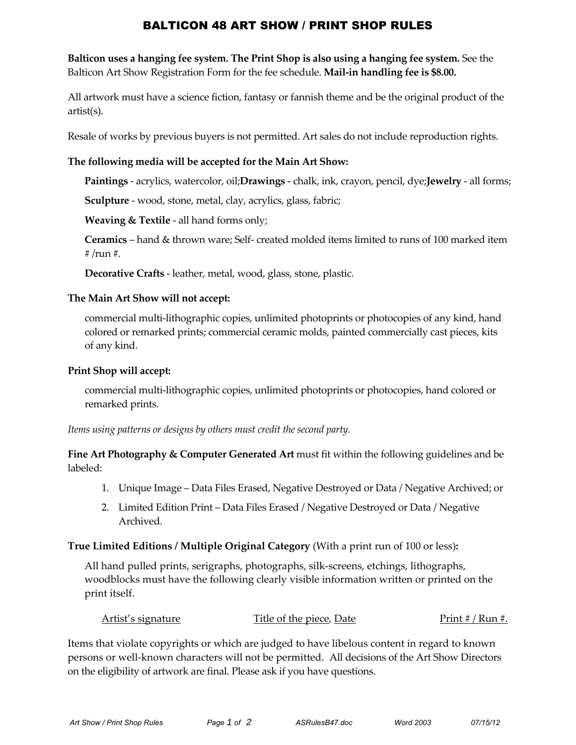# BALTICON 48 ART SHOW / PRINT SHOP RULES

**Balticon uses a hanging fee system. The Print Shop is also using a hanging fee system.** See the Balticon Art Show Registration Form for the fee schedule. **Mail-in handling fee is $8.00.**

All artwork must have a science fiction, fantasy or fannish theme and be the original product of the artist(s).

Resale of works by previous buyers is not permitted. Art sales do not include reproduction rights.

**The following media will be accepted for the Main Art Show:**

> **Paintings** - acrylics, watercolor, oil;**Drawings** - chalk, ink, crayon, pencil, dye;**Jewelry** - all forms;
>
> **Sculpture** - wood, stone, metal, clay, acrylics, glass, fabric;
>
> **Weaving & Textile** - all hand forms only;
>
> **Ceramics** – hand & thrown ware; Self- created molded items limited to runs of 100 marked item # /run #.
>
> **Decorative Crafts** - leather, metal, wood, glass, stone, plastic.

**The Main Art Show will not accept:**

> commercial multi-lithographic copies, unlimited photoprints or photocopies of any kind, hand colored or remarked prints; commercial ceramic molds, painted commercially cast pieces, kits of any kind.

**Print Shop will accept:**

> commercial multi-lithographic copies, unlimited photoprints or photocopies, hand colored or remarked prints.

*Items using patterns or designs by others must credit the second party.*

**Fine Art Photography & Computer Generated Art** must fit within the following guidelines and be labeled:

1. Unique Image – Data Files Erased, Negative Destroyed or Data / Negative Archived; or
2. Limited Edition Print – Data Files Erased / Negative Destroyed or Data / Negative Archived.

**True Limited Editions / Multiple Original Category** (With a print run of 100 or less)**:**

> All hand pulled prints, serigraphs, photographs, silk-screens, etchings, lithographs, woodblocks must have the following clearly visible information written or printed on the print itself.
>
> Artist's signature — Title of the piece, Date — Print # / Run #.

Items that violate copyrights or which are judged to have libelous content in regard to known persons or well-known characters will not be permitted. All decisions of the Art Show Directors on the eligibility of artwork are final. Please ask if you have questions.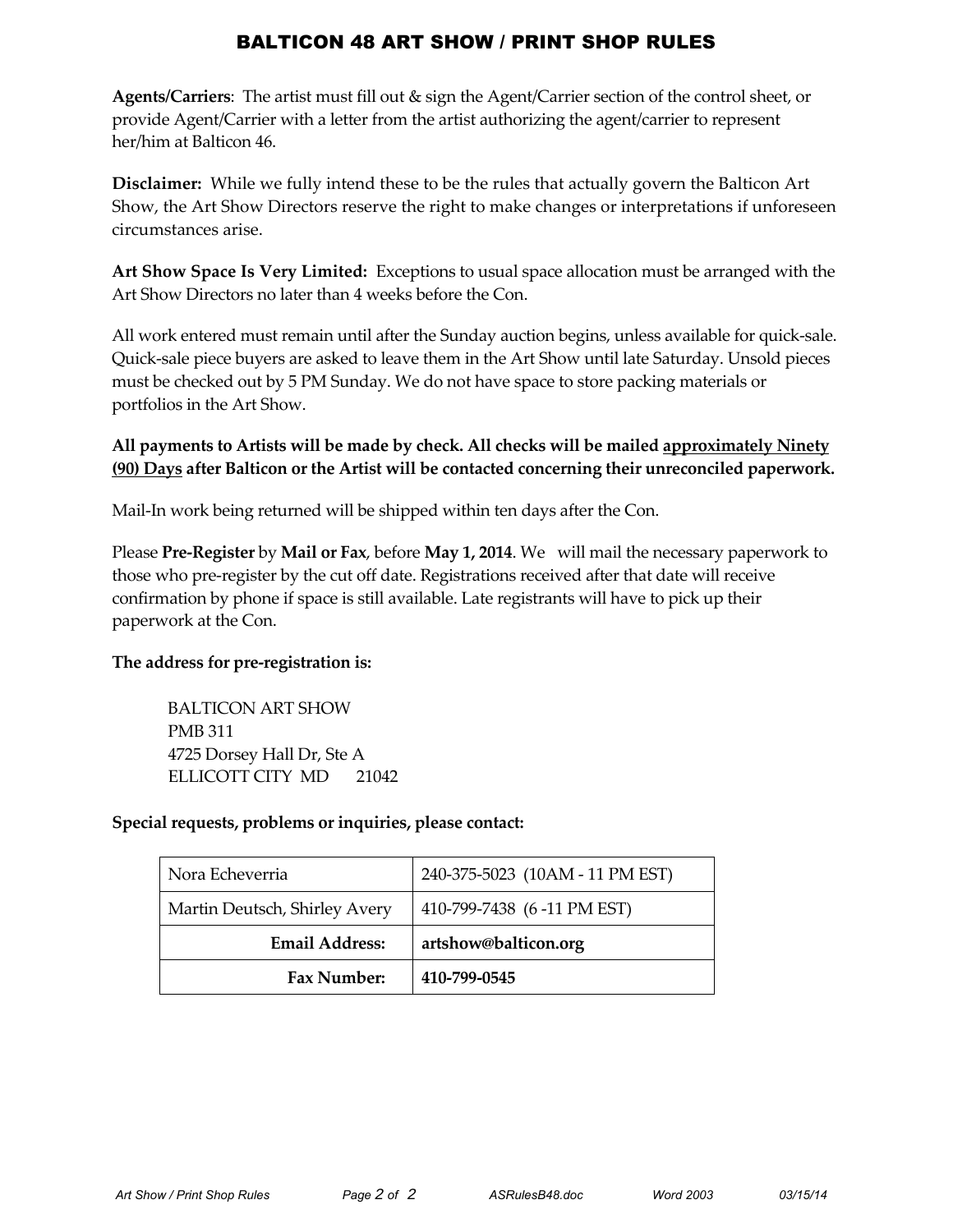# BALTICON 48 ART SHOW / PRINT SHOP RULES

**Agents/Carriers**: The artist must fill out & sign the Agent/Carrier section of the control sheet, or provide Agent/Carrier with a letter from the artist authorizing the agent/carrier to represent her/him at Balticon 46.

**Disclaimer:** While we fully intend these to be the rules that actually govern the Balticon Art Show, the Art Show Directors reserve the right to make changes or interpretations if unforeseen circumstances arise.

**Art Show Space Is Very Limited:** Exceptions to usual space allocation must be arranged with the Art Show Directors no later than 4 weeks before the Con.

All work entered must remain until after the Sunday auction begins, unless available for quick-sale. Quick-sale piece buyers are asked to leave them in the Art Show until late Saturday. Unsold pieces must be checked out by 5 PM Sunday. We do not have space to store packing materials or portfolios in the Art Show.

**All payments to Artists will be made by check. All checks will be mailed <u>approximately Ninety (90) Days</u> after Balticon or the Artist will be contacted concerning their unreconciled paperwork.**

Mail-In work being returned will be shipped within ten days after the Con.

Please **Pre-Register** by **Mail or Fax**, before **May 1, 2014**. We will mail the necessary paperwork to those who pre-register by the cut off date. Registrations received after that date will receive confirmation by phone if space is still available. Late registrants will have to pick up their paperwork at the Con.

**The address for pre-registration is:**

BALTICON ART SHOW
PMB 311
4725 Dorsey Hall Dr, Ste A
ELLICOTT CITY MD 21042

**Special requests, problems or inquiries, please contact:**

| | |
|---|---|
| Nora Echeverria | 240-375-5023 (10AM - 11 PM EST) |
| Martin Deutsch, Shirley Avery | 410-799-7438 (6 -11 PM EST) |
| **Email Address:** | **artshow@balticon.org** |
| **Fax Number:** | **410-799-0545** |